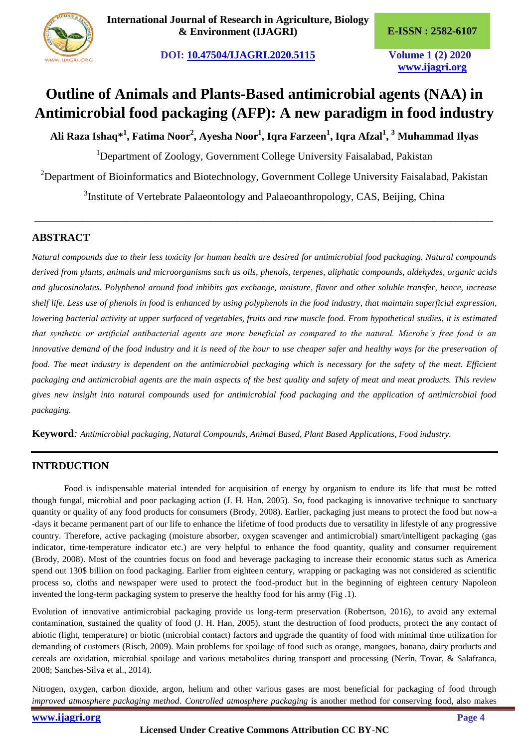# Outline of Animals and Plants-Based antimicrobial agents (NAA) in Antimicrobial food packaging (AFP): A new paradigm in food industry

**Ali Raza Ishaq*[1], Fatima Noor[2], Ayesha Noor[1], Iqra Farzeen[1], Iqra Afzal[1], [3] Muhammad Ilyas**

[1]Department of Zoology, Government College University Faisalabad, Pakistan

[2]Department of Bioinformatics and Biotechnology, Government College University Faisalabad, Pakistan

[3]Institute of Vertebrate Palaeontology and Palaeoanthropology, CAS, Beijing, China

## ABSTRACT

*Natural compounds due to their less toxicity for human health are desired for antimicrobial food packaging. Natural compounds derived from plants, animals and microorganisms such as oils, phenols, terpenes, aliphatic compounds, aldehydes, organic acids and glucosinolates. Polyphenol around food inhibits gas exchange, moisture, flavor and other soluble transfer, hence, increase shelf life. Less use of phenols in food is enhanced by using polyphenols in the food industry, that maintain superficial expression, lowering bacterial activity at upper surfaced of vegetables, fruits and raw muscle food. From hypothetical studies, it is estimated that synthetic or artificial antibacterial agents are more beneficial as compared to the natural. Microbe's free food is an innovative demand of the food industry and it is need of the hour to use cheaper safer and healthy ways for the preservation of food. The meat industry is dependent on the antimicrobial packaging which is necessary for the safety of the meat. Efficient packaging and antimicrobial agents are the main aspects of the best quality and safety of meat and meat products. This review gives new insight into natural compounds used for antimicrobial food packaging and the application of antimicrobial food packaging.*

**Keyword***: Antimicrobial packaging, Natural Compounds, Animal Based, Plant Based Applications, Food industry.*

## INTRDUCTION

Food is indispensable material intended for acquisition of energy by organism to endure its life that must be rotted though fungal, microbial and poor packaging action (J. H. Han, 2005). So, food packaging is innovative technique to sanctuary quantity or quality of any food products for consumers (Brody, 2008). Earlier, packaging just means to protect the food but now-a -days it became permanent part of our life to enhance the lifetime of food products due to versatility in lifestyle of any progressive country. Therefore, active packaging (moisture absorber, oxygen scavenger and antimicrobial) smart/intelligent packaging (gas indicator, time-temperature indicator etc.) are very helpful to enhance the food quantity, quality and consumer requirement (Brody, 2008). Most of the countries focus on food and beverage packaging to increase their economic status such as America spend out 130$ billion on food packaging. Earlier from eighteen century, wrapping or packaging was not considered as scientific process so, cloths and newspaper were used to protect the food-product but in the beginning of eighteen century Napoleon invented the long-term packaging system to preserve the healthy food for his army (Fig .1).

Evolution of innovative antimicrobial packaging provide us long-term preservation (Robertson, 2016), to avoid any external contamination, sustained the quality of food (J. H. Han, 2005), stunt the destruction of food products, protect the any contact of abiotic (light, temperature) or biotic (microbial contact) factors and upgrade the quantity of food with minimal time utilization for demanding of customers (Risch, 2009). Main problems for spoilage of food such as orange, mangoes, banana, dairy products and cereals are oxidation, microbial spoilage and various metabolites during transport and processing (Nerín, Tovar, & Salafranca, 2008; Sanches-Silva et al., 2014).

Nitrogen, oxygen, carbon dioxide, argon, helium and other various gases are most beneficial for packaging of food through *improved atmosphere packaging method*. *Controlled atmosphere packaging* is another method for conserving food, also makes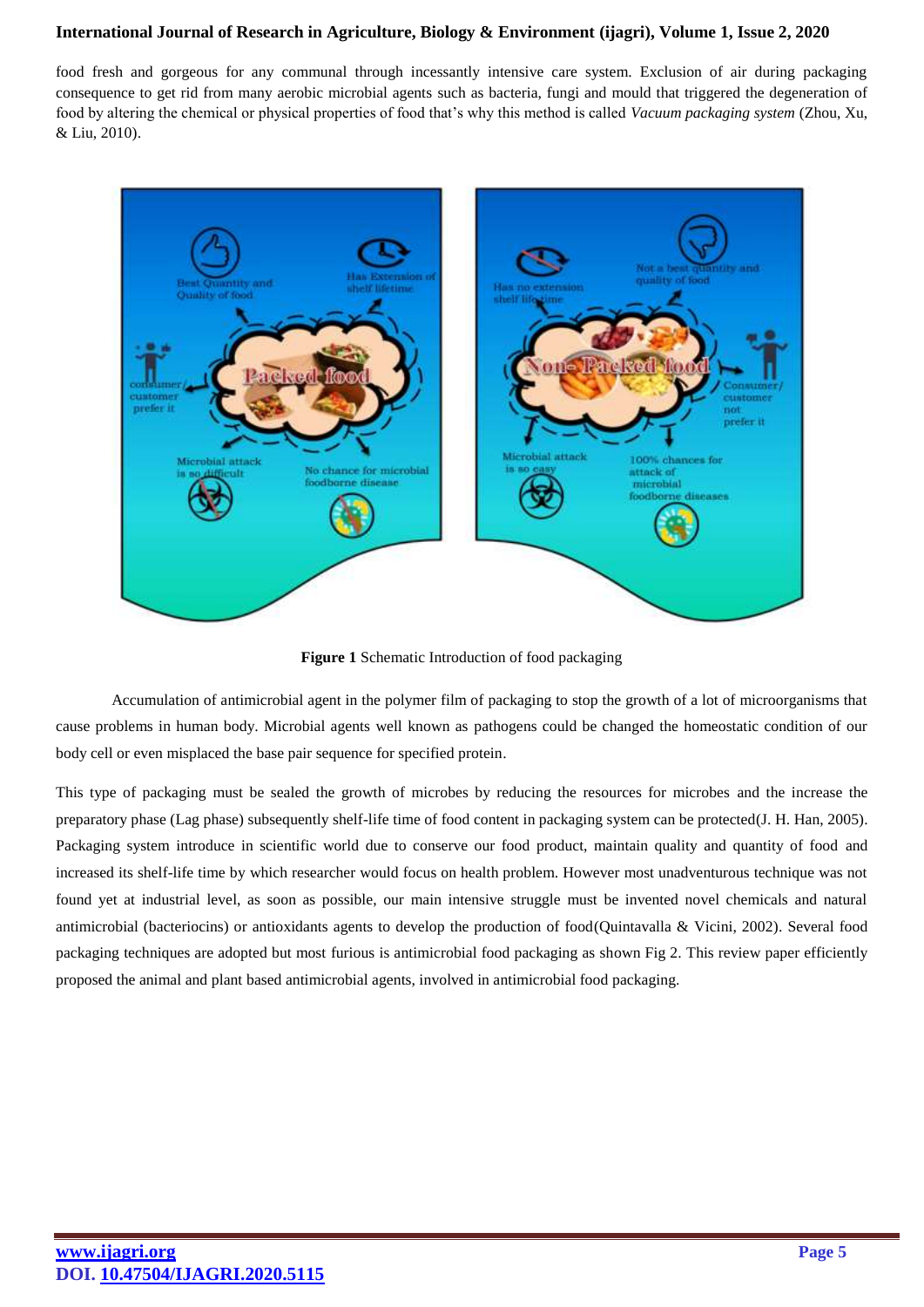food fresh and gorgeous for any communal through incessantly intensive care system. Exclusion of air during packaging consequence to get rid from many aerobic microbial agents such as bacteria, fungi and mould that triggered the degeneration of food by altering the chemical or physical properties of food that's why this method is called *Vacuum packaging system* (Zhou, Xu, & Liu, 2010).

**Figure 1** Schematic Introduction of food packaging

Accumulation of antimicrobial agent in the polymer film of packaging to stop the growth of a lot of microorganisms that cause problems in human body. Microbial agents well known as pathogens could be changed the homeostatic condition of our body cell or even misplaced the base pair sequence for specified protein.

This type of packaging must be sealed the growth of microbes by reducing the resources for microbes and the increase the preparatory phase (Lag phase) subsequently shelf-life time of food content in packaging system can be protected(J. H. Han, 2005). Packaging system introduce in scientific world due to conserve our food product, maintain quality and quantity of food and increased its shelf-life time by which researcher would focus on health problem. However most unadventurous technique was not found yet at industrial level, as soon as possible, our main intensive struggle must be invented novel chemicals and natural antimicrobial (bacteriocins) or antioxidants agents to develop the production of food(Quintavalla & Vicini, 2002). Several food packaging techniques are adopted but most furious is antimicrobial food packaging as shown Fig 2. This review paper efficiently proposed the animal and plant based antimicrobial agents, involved in antimicrobial food packaging.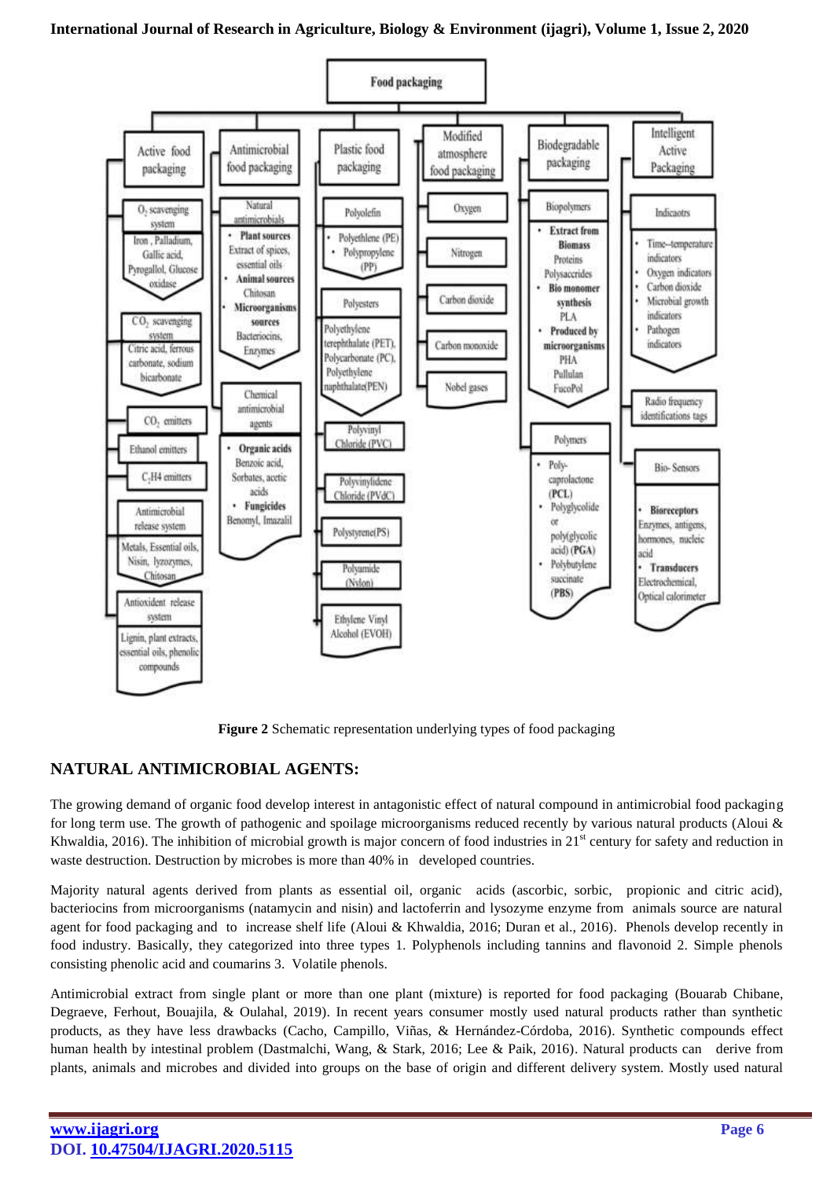**Figure 2** Schematic representation underlying types of food packaging

## NATURAL ANTIMICROBIAL AGENTS:

The growing demand of organic food develop interest in antagonistic effect of natural compound in antimicrobial food packaging for long term use. The growth of pathogenic and spoilage microorganisms reduced recently by various natural products (Aloui & Khwaldia, 2016). The inhibition of microbial growth is major concern of food industries in 21st century for safety and reduction in waste destruction. Destruction by microbes is more than 40% in developed countries.

Majority natural agents derived from plants as essential oil, organic acids (ascorbic, sorbic, propionic and citric acid), bacteriocins from microorganisms (natamycin and nisin) and lactoferrin and lysozyme enzyme from animals source are natural agent for food packaging and to increase shelf life (Aloui & Khwaldia, 2016; Duran et al., 2016). Phenols develop recently in food industry. Basically, they categorized into three types 1. Polyphenols including tannins and flavonoid 2. Simple phenols consisting phenolic acid and coumarins 3. Volatile phenols.

Antimicrobial extract from single plant or more than one plant (mixture) is reported for food packaging (Bouarab Chibane, Degraeve, Ferhout, Bouajila, & Oulahal, 2019). In recent years consumer mostly used natural products rather than synthetic products, as they have less drawbacks (Cacho, Campillo, Viñas, & Hernández-Córdoba, 2016). Synthetic compounds effect human health by intestinal problem (Dastmalchi, Wang, & Stark, 2016; Lee & Paik, 2016). Natural products can derive from plants, animals and microbes and divided into groups on the base of origin and different delivery system. Mostly used natural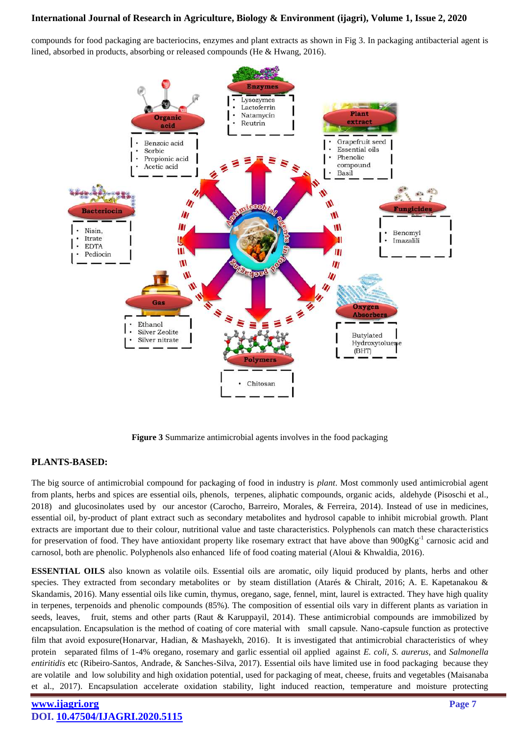compounds for food packaging are bacteriocins, enzymes and plant extracts as shown in Fig 3. In packaging antibacterial agent is lined, absorbed in products, absorbing or released compounds (He & Hwang, 2016).

**Figure 3** Summarize antimicrobial agents involves in the food packaging

## PLANTS-BASED:

The big source of antimicrobial compound for packaging of food in industry is *plant*. Most commonly used antimicrobial agent from plants, herbs and spices are essential oils, phenols, terpenes, aliphatic compounds, organic acids, aldehyde (Pisoschi et al., 2018) and glucosinolates used by our ancestor (Carocho, Barreiro, Morales, & Ferreira, 2014). Instead of use in medicines, essential oil, by-product of plant extract such as secondary metabolites and hydrosol capable to inhibit microbial growth. Plant extracts are important due to their colour, nutritional value and taste characteristics. Polyphenols can match these characteristics for preservation of food. They have antioxidant property like rosemary extract that have above than $900gKg^{-1}$ carnosic acid and carnosol, both are phenolic. Polyphenols also enhanced life of food coating material (Aloui & Khwaldia, 2016).

**ESSENTIAL OILS** also known as volatile oils. Essential oils are aromatic, oily liquid produced by plants, herbs and other species. They extracted from secondary metabolites or by steam distillation (Atarés & Chiralt, 2016; A. E. Kapetanakou & Skandamis, 2016). Many essential oils like cumin, thymus, oregano, sage, fennel, mint, laurel is extracted. They have high quality in terpenes, terpenoids and phenolic compounds (85%). The composition of essential oils vary in different plants as variation in seeds, leaves, fruit, stems and other parts (Raut & Karuppayil, 2014). These antimicrobial compounds are immobilized by encapsulation. Encapsulation is the method of coating of core material with small capsule. Nano-capsule function as protective film that avoid exposure(Honarvar, Hadian, & Mashayekh, 2016). It is investigated that antimicrobial characteristics of whey protein separated films of 1-4% oregano, rosemary and garlic essential oil applied against *E. coli*, *S. aurerus*, and *Salmonella entiritidis* etc (Ribeiro-Santos, Andrade, & Sanches-Silva, 2017). Essential oils have limited use in food packaging because they are volatile and low solubility and high oxidation potential, used for packaging of meat, cheese, fruits and vegetables (Maisanaba et al., 2017). Encapsulation accelerate oxidation stability, light induced reaction, temperature and moisture protecting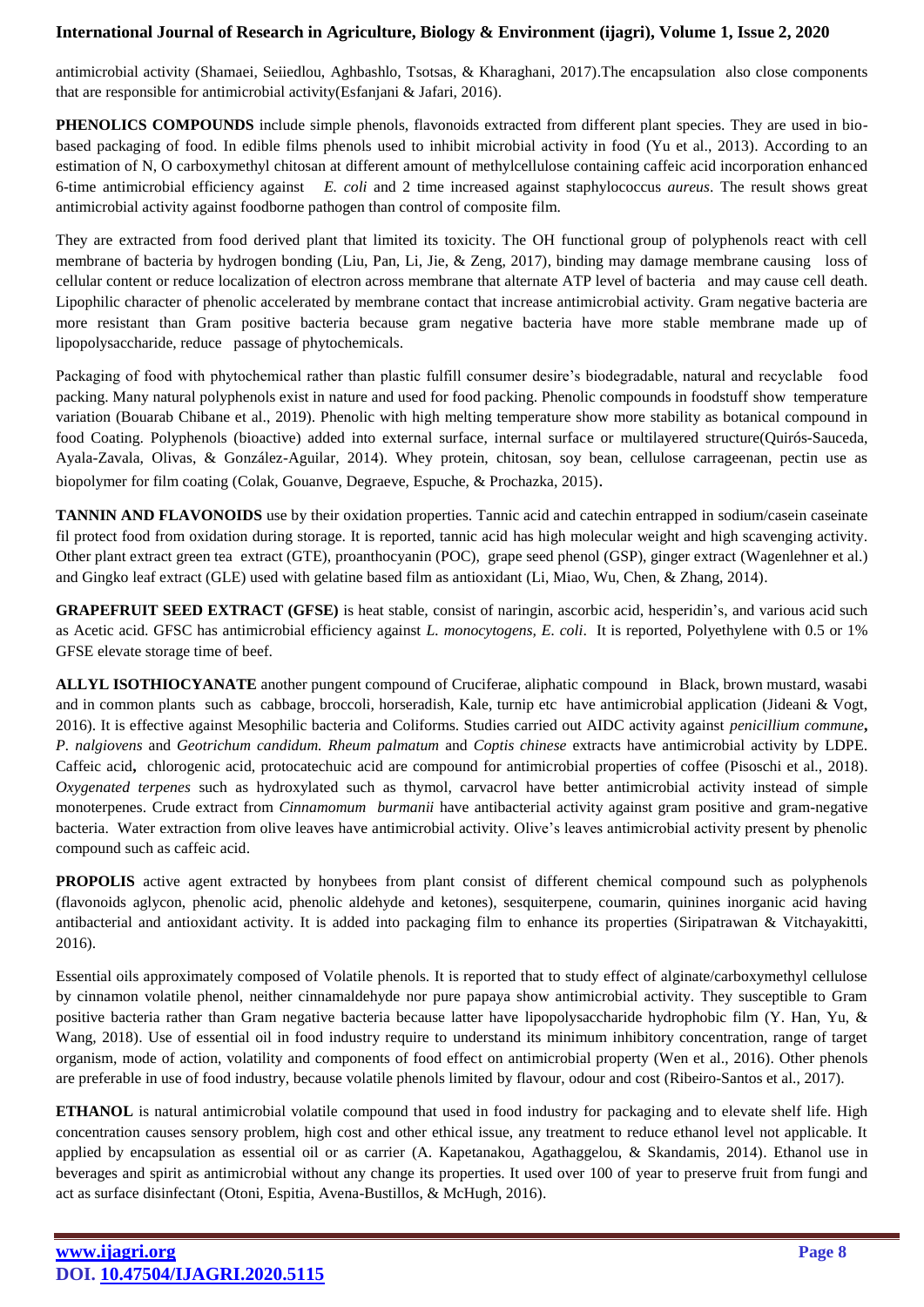antimicrobial activity (Shamaei, Seiiedlou, Aghbashlo, Tsotsas, & Kharaghani, 2017).The encapsulation also close components that are responsible for antimicrobial activity(Esfanjani & Jafari, 2016).

**PHENOLICS COMPOUNDS** include simple phenols, flavonoids extracted from different plant species. They are used in bio-based packaging of food. In edible films phenols used to inhibit microbial activity in food (Yu et al., 2013). According to an estimation of N, O carboxymethyl chitosan at different amount of methylcellulose containing caffeic acid incorporation enhanced 6-time antimicrobial efficiency against *E. coli* and 2 time increased against staphylococcus *aureus*. The result shows great antimicrobial activity against foodborne pathogen than control of composite film.

They are extracted from food derived plant that limited its toxicity. The OH functional group of polyphenols react with cell membrane of bacteria by hydrogen bonding (Liu, Pan, Li, Jie, & Zeng, 2017), binding may damage membrane causing loss of cellular content or reduce localization of electron across membrane that alternate ATP level of bacteria and may cause cell death. Lipophilic character of phenolic accelerated by membrane contact that increase antimicrobial activity. Gram negative bacteria are more resistant than Gram positive bacteria because gram negative bacteria have more stable membrane made up of lipopolysaccharide, reduce passage of phytochemicals.

Packaging of food with phytochemical rather than plastic fulfill consumer desire's biodegradable, natural and recyclable food packing. Many natural polyphenols exist in nature and used for food packing. Phenolic compounds in foodstuff show temperature variation (Bouarab Chibane et al., 2019). Phenolic with high melting temperature show more stability as botanical compound in food Coating. Polyphenols (bioactive) added into external surface, internal surface or multilayered structure(Quirós-Sauceda, Ayala-Zavala, Olivas, & González-Aguilar, 2014). Whey protein, chitosan, soy bean, cellulose carrageenan, pectin use as biopolymer for film coating (Colak, Gouanve, Degraeve, Espuche, & Prochazka, 2015).

**TANNIN AND FLAVONOIDS** use by their oxidation properties. Tannic acid and catechin entrapped in sodium/casein caseinate fil protect food from oxidation during storage. It is reported, tannic acid has high molecular weight and high scavenging activity. Other plant extract green tea extract (GTE), proanthocyanin (POC), grape seed phenol (GSP), ginger extract (Wagenlehner et al.) and Gingko leaf extract (GLE) used with gelatine based film as antioxidant (Li, Miao, Wu, Chen, & Zhang, 2014).

**GRAPEFRUIT SEED EXTRACT (GFSE)** is heat stable, consist of naringin, ascorbic acid, hesperidin's, and various acid such as Acetic acid. GFSC has antimicrobial efficiency against *L. monocytogens*, *E. coli*. It is reported, Polyethylene with 0.5 or 1% GFSE elevate storage time of beef.

**ALLYL ISOTHIOCYANATE** another pungent compound of Cruciferae, aliphatic compound in Black, brown mustard, wasabi and in common plants such as cabbage, broccoli, horseradish, Kale, turnip etc have antimicrobial application (Jideani & Vogt, 2016). It is effective against Mesophilic bacteria and Coliforms. Studies carried out AIDC activity against *penicillium commune***,** *P. nalgiovens* and *Geotrichum candidum. Rheum palmatum* and *Coptis chinese* extracts have antimicrobial activity by LDPE. Caffeic acid**,** chlorogenic acid, protocatechuic acid are compound for antimicrobial properties of coffee (Pisoschi et al., 2018). *Oxygenated terpenes* such as hydroxylated such as thymol, carvacrol have better antimicrobial activity instead of simple monoterpenes. Crude extract from *Cinnamomum burmanii* have antibacterial activity against gram positive and gram-negative bacteria. Water extraction from olive leaves have antimicrobial activity. Olive's leaves antimicrobial activity present by phenolic compound such as caffeic acid.

**PROPOLIS** active agent extracted by honybees from plant consist of different chemical compound such as polyphenols (flavonoids aglycon, phenolic acid, phenolic aldehyde and ketones), sesquiterpene, coumarin, quinines inorganic acid having antibacterial and antioxidant activity. It is added into packaging film to enhance its properties (Siripatrawan & Vitchayakitti, 2016).

Essential oils approximately composed of Volatile phenols. It is reported that to study effect of alginate/carboxymethyl cellulose by cinnamon volatile phenol, neither cinnamaldehyde nor pure papaya show antimicrobial activity. They susceptible to Gram positive bacteria rather than Gram negative bacteria because latter have lipopolysaccharide hydrophobic film (Y. Han, Yu, & Wang, 2018). Use of essential oil in food industry require to understand its minimum inhibitory concentration, range of target organism, mode of action, volatility and components of food effect on antimicrobial property (Wen et al., 2016). Other phenols are preferable in use of food industry, because volatile phenols limited by flavour, odour and cost (Ribeiro-Santos et al., 2017).

**ETHANOL** is natural antimicrobial volatile compound that used in food industry for packaging and to elevate shelf life. High concentration causes sensory problem, high cost and other ethical issue, any treatment to reduce ethanol level not applicable. It applied by encapsulation as essential oil or as carrier (A. Kapetanakou, Agathaggelou, & Skandamis, 2014). Ethanol use in beverages and spirit as antimicrobial without any change its properties. It used over 100 of year to preserve fruit from fungi and act as surface disinfectant (Otoni, Espitia, Avena-Bustillos, & McHugh, 2016).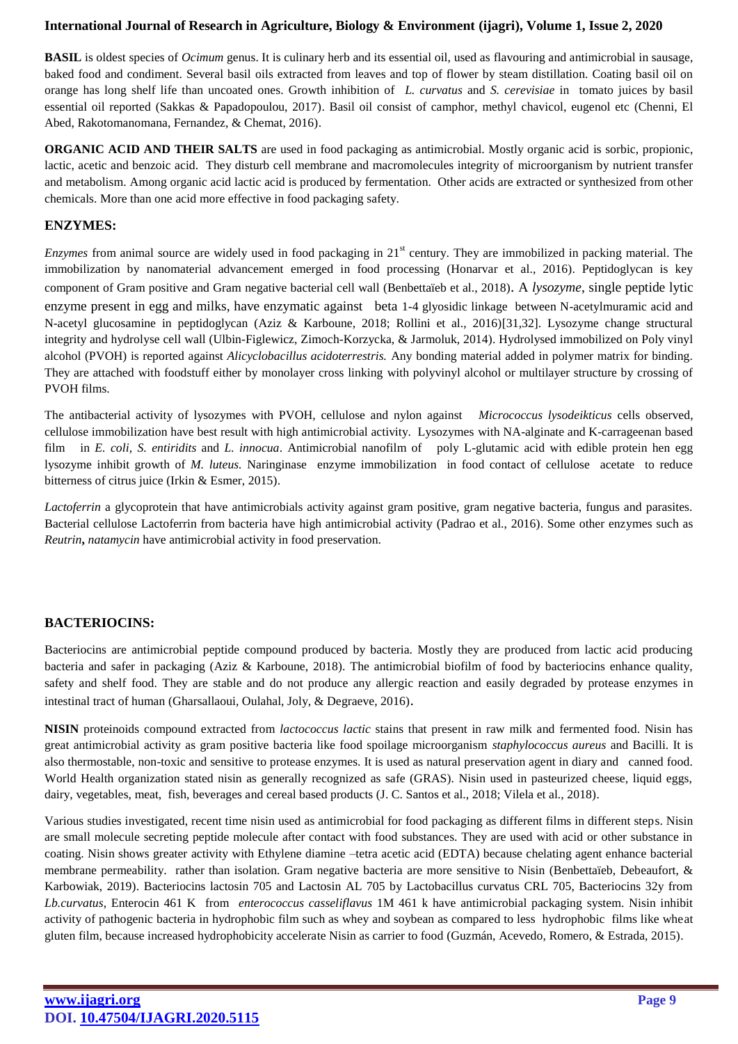**BASIL** is oldest species of *Ocimum* genus. It is culinary herb and its essential oil, used as flavouring and antimicrobial in sausage, baked food and condiment. Several basil oils extracted from leaves and top of flower by steam distillation. Coating basil oil on orange has long shelf life than uncoated ones. Growth inhibition of *L. curvatus* and *S. cerevisiae* in tomato juices by basil essential oil reported (Sakkas & Papadopoulou, 2017). Basil oil consist of camphor, methyl chavicol, eugenol etc (Chenni, El Abed, Rakotomanomana, Fernandez, & Chemat, 2016).

**ORGANIC ACID AND THEIR SALTS** are used in food packaging as antimicrobial. Mostly organic acid is sorbic, propionic, lactic, acetic and benzoic acid. They disturb cell membrane and macromolecules integrity of microorganism by nutrient transfer and metabolism. Among organic acid lactic acid is produced by fermentation. Other acids are extracted or synthesized from other chemicals. More than one acid more effective in food packaging safety.

## ENZYMES:

*Enzymes* from animal source are widely used in food packaging in 21st century. They are immobilized in packing material. The immobilization by nanomaterial advancement emerged in food processing (Honarvar et al., 2016). Peptidoglycan is key component of Gram positive and Gram negative bacterial cell wall (Benbettaïeb et al., 2018). A *lysozyme*, single peptide lytic enzyme present in egg and milks, have enzymatic against beta 1-4 glyosidic linkage between N-acetylmuramic acid and N-acetyl glucosamine in peptidoglycan (Aziz & Karboune, 2018; Rollini et al., 2016)[31,32]. Lysozyme change structural integrity and hydrolyse cell wall (Ulbin-Figlewicz, Zimoch-Korzycka, & Jarmoluk, 2014). Hydrolysed immobilized on Poly vinyl alcohol (PVOH) is reported against *Alicyclobacillus acidoterrestris.* Any bonding material added in polymer matrix for binding. They are attached with foodstuff either by monolayer cross linking with polyvinyl alcohol or multilayer structure by crossing of PVOH films.

The antibacterial activity of lysozymes with PVOH, cellulose and nylon against *Micrococcus lysodeikticus* cells observed, cellulose immobilization have best result with high antimicrobial activity. Lysozymes with NA-alginate and K-carrageenan based film in *E. coli, S. entiridits* and *L. innocua*. Antimicrobial nanofilm of poly L-glutamic acid with edible protein hen egg lysozyme inhibit growth of *M. luteus.* Naringinase enzyme immobilization in food contact of cellulose acetate to reduce bitterness of citrus juice (Irkin & Esmer, 2015).

*Lactoferrin* a glycoprotein that have antimicrobials activity against gram positive, gram negative bacteria, fungus and parasites. Bacterial cellulose Lactoferrin from bacteria have high antimicrobial activity (Padrao et al., 2016). Some other enzymes such as *Reutrin***,** *natamycin* have antimicrobial activity in food preservation.

## BACTERIOCINS:

Bacteriocins are antimicrobial peptide compound produced by bacteria. Mostly they are produced from lactic acid producing bacteria and safer in packaging (Aziz & Karboune, 2018). The antimicrobial biofilm of food by bacteriocins enhance quality, safety and shelf food. They are stable and do not produce any allergic reaction and easily degraded by protease enzymes in intestinal tract of human (Gharsallaoui, Oulahal, Joly, & Degraeve, 2016).

**NISIN** proteinoids compound extracted from *lactococcus lactic* stains that present in raw milk and fermented food. Nisin has great antimicrobial activity as gram positive bacteria like food spoilage microorganism *staphylococcus aureus* and Bacilli. It is also thermostable, non-toxic and sensitive to protease enzymes. It is used as natural preservation agent in diary and canned food. World Health organization stated nisin as generally recognized as safe (GRAS). Nisin used in pasteurized cheese, liquid eggs, dairy, vegetables, meat, fish, beverages and cereal based products (J. C. Santos et al., 2018; Vilela et al., 2018).

Various studies investigated, recent time nisin used as antimicrobial for food packaging as different films in different steps. Nisin are small molecule secreting peptide molecule after contact with food substances. They are used with acid or other substance in coating. Nisin shows greater activity with Ethylene diamine –tetra acetic acid (EDTA) because chelating agent enhance bacterial membrane permeability. rather than isolation. Gram negative bacteria are more sensitive to Nisin (Benbettaïeb, Debeaufort, & Karbowiak, 2019). Bacteriocins lactosin 705 and Lactosin AL 705 by Lactobacillus curvatus CRL 705, Bacteriocins 32y from *Lb.curvatus*, Enterocin 461 K from *enterococcus casseliflavus* 1M 461 k have antimicrobial packaging system. Nisin inhibit activity of pathogenic bacteria in hydrophobic film such as whey and soybean as compared to less hydrophobic films like wheat gluten film, because increased hydrophobicity accelerate Nisin as carrier to food (Guzmán, Acevedo, Romero, & Estrada, 2015).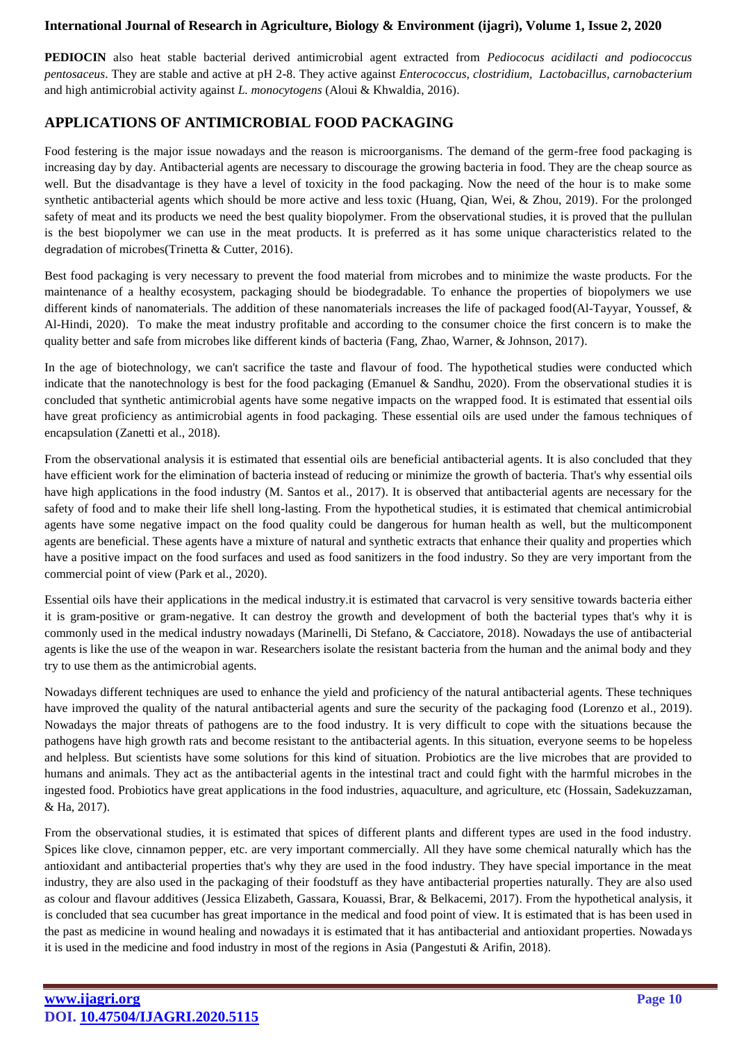**PEDIOCIN** also heat stable bacterial derived antimicrobial agent extracted from *Pediococus acidilacti and podiococcus pentosaceus*. They are stable and active at pH 2-8. They active against *Enterococcus, clostridium, Lactobacillus, carnobacterium* and high antimicrobial activity against *L. monocytogens* (Aloui & Khwaldia, 2016).

## APPLICATIONS OF ANTIMICROBIAL FOOD PACKAGING

Food festering is the major issue nowadays and the reason is microorganisms. The demand of the germ-free food packaging is increasing day by day. Antibacterial agents are necessary to discourage the growing bacteria in food. They are the cheap source as well. But the disadvantage is they have a level of toxicity in the food packaging. Now the need of the hour is to make some synthetic antibacterial agents which should be more active and less toxic (Huang, Qian, Wei, & Zhou, 2019). For the prolonged safety of meat and its products we need the best quality biopolymer. From the observational studies, it is proved that the pullulan is the best biopolymer we can use in the meat products. It is preferred as it has some unique characteristics related to the degradation of microbes(Trinetta & Cutter, 2016).

Best food packaging is very necessary to prevent the food material from microbes and to minimize the waste products. For the maintenance of a healthy ecosystem, packaging should be biodegradable. To enhance the properties of biopolymers we use different kinds of nanomaterials. The addition of these nanomaterials increases the life of packaged food(Al-Tayyar, Youssef, & Al-Hindi, 2020). To make the meat industry profitable and according to the consumer choice the first concern is to make the quality better and safe from microbes like different kinds of bacteria (Fang, Zhao, Warner, & Johnson, 2017).

In the age of biotechnology, we can't sacrifice the taste and flavour of food. The hypothetical studies were conducted which indicate that the nanotechnology is best for the food packaging (Emanuel & Sandhu, 2020). From the observational studies it is concluded that synthetic antimicrobial agents have some negative impacts on the wrapped food. It is estimated that essential oils have great proficiency as antimicrobial agents in food packaging. These essential oils are used under the famous techniques of encapsulation (Zanetti et al., 2018).

From the observational analysis it is estimated that essential oils are beneficial antibacterial agents. It is also concluded that they have efficient work for the elimination of bacteria instead of reducing or minimize the growth of bacteria. That's why essential oils have high applications in the food industry (M. Santos et al., 2017). It is observed that antibacterial agents are necessary for the safety of food and to make their life shell long-lasting. From the hypothetical studies, it is estimated that chemical antimicrobial agents have some negative impact on the food quality could be dangerous for human health as well, but the multicomponent agents are beneficial. These agents have a mixture of natural and synthetic extracts that enhance their quality and properties which have a positive impact on the food surfaces and used as food sanitizers in the food industry. So they are very important from the commercial point of view (Park et al., 2020).

Essential oils have their applications in the medical industry.it is estimated that carvacrol is very sensitive towards bacteria either it is gram-positive or gram-negative. It can destroy the growth and development of both the bacterial types that's why it is commonly used in the medical industry nowadays (Marinelli, Di Stefano, & Cacciatore, 2018). Nowadays the use of antibacterial agents is like the use of the weapon in war. Researchers isolate the resistant bacteria from the human and the animal body and they try to use them as the antimicrobial agents.

Nowadays different techniques are used to enhance the yield and proficiency of the natural antibacterial agents. These techniques have improved the quality of the natural antibacterial agents and sure the security of the packaging food (Lorenzo et al., 2019). Nowadays the major threats of pathogens are to the food industry. It is very difficult to cope with the situations because the pathogens have high growth rats and become resistant to the antibacterial agents. In this situation, everyone seems to be hopeless and helpless. But scientists have some solutions for this kind of situation. Probiotics are the live microbes that are provided to humans and animals. They act as the antibacterial agents in the intestinal tract and could fight with the harmful microbes in the ingested food. Probiotics have great applications in the food industries, aquaculture, and agriculture, etc (Hossain, Sadekuzzaman, & Ha, 2017).

From the observational studies, it is estimated that spices of different plants and different types are used in the food industry. Spices like clove, cinnamon pepper, etc. are very important commercially. All they have some chemical naturally which has the antioxidant and antibacterial properties that's why they are used in the food industry. They have special importance in the meat industry, they are also used in the packaging of their foodstuff as they have antibacterial properties naturally. They are also used as colour and flavour additives (Jessica Elizabeth, Gassara, Kouassi, Brar, & Belkacemi, 2017). From the hypothetical analysis, it is concluded that sea cucumber has great importance in the medical and food point of view. It is estimated that is has been used in the past as medicine in wound healing and nowadays it is estimated that it has antibacterial and antioxidant properties. Nowadays it is used in the medicine and food industry in most of the regions in Asia (Pangestuti & Arifin, 2018).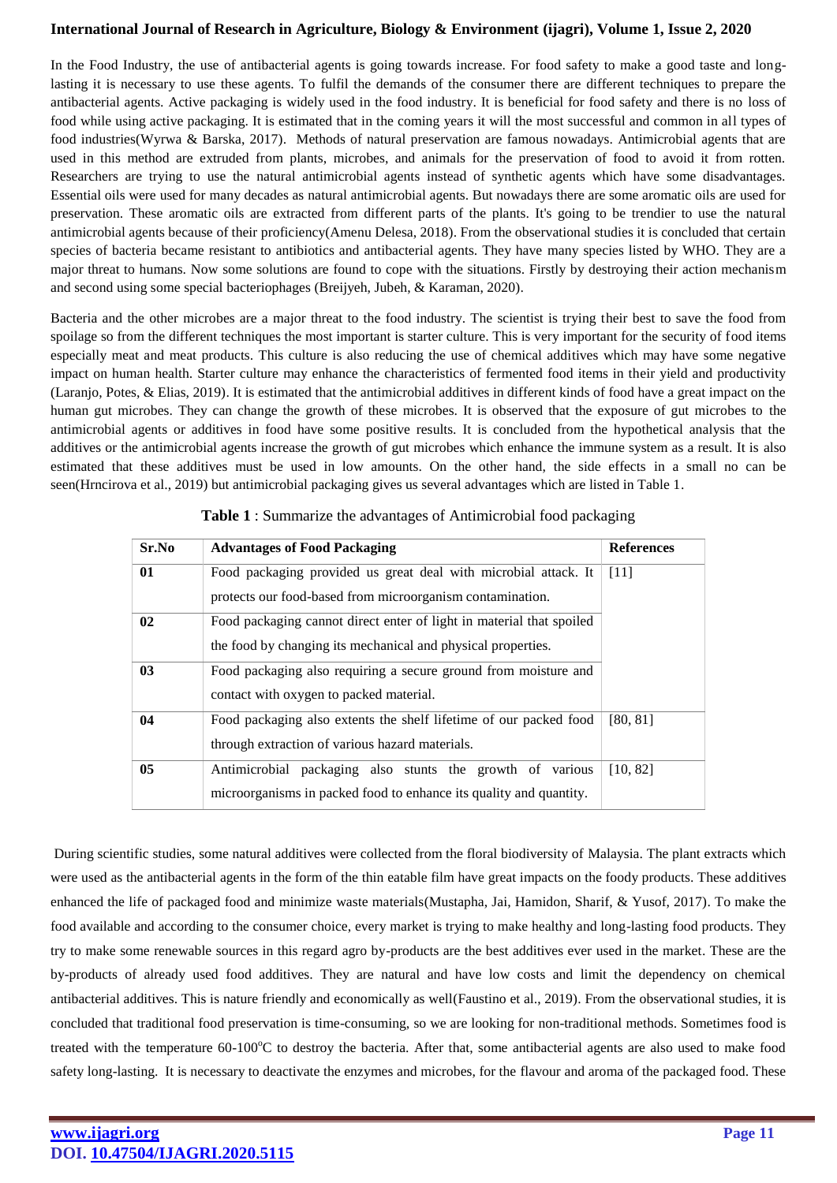In the Food Industry, the use of antibacterial agents is going towards increase. For food safety to make a good taste and long-lasting it is necessary to use these agents. To fulfil the demands of the consumer there are different techniques to prepare the antibacterial agents. Active packaging is widely used in the food industry. It is beneficial for food safety and there is no loss of food while using active packaging. It is estimated that in the coming years it will the most successful and common in all types of food industries(Wyrwa & Barska, 2017). Methods of natural preservation are famous nowadays. Antimicrobial agents that are used in this method are extruded from plants, microbes, and animals for the preservation of food to avoid it from rotten. Researchers are trying to use the natural antimicrobial agents instead of synthetic agents which have some disadvantages. Essential oils were used for many decades as natural antimicrobial agents. But nowadays there are some aromatic oils are used for preservation. These aromatic oils are extracted from different parts of the plants. It's going to be trendier to use the natural antimicrobial agents because of their proficiency(Amenu Delesa, 2018). From the observational studies it is concluded that certain species of bacteria became resistant to antibiotics and antibacterial agents. They have many species listed by WHO. They are a major threat to humans. Now some solutions are found to cope with the situations. Firstly by destroying their action mechanism and second using some special bacteriophages (Breijyeh, Jubeh, & Karaman, 2020).

Bacteria and the other microbes are a major threat to the food industry. The scientist is trying their best to save the food from spoilage so from the different techniques the most important is starter culture. This is very important for the security of food items especially meat and meat products. This culture is also reducing the use of chemical additives which may have some negative impact on human health. Starter culture may enhance the characteristics of fermented food items in their yield and productivity (Laranjo, Potes, & Elias, 2019). It is estimated that the antimicrobial additives in different kinds of food have a great impact on the human gut microbes. They can change the growth of these microbes. It is observed that the exposure of gut microbes to the antimicrobial agents or additives in food have some positive results. It is concluded from the hypothetical analysis that the additives or the antimicrobial agents increase the growth of gut microbes which enhance the immune system as a result. It is also estimated that these additives must be used in low amounts. On the other hand, the side effects in a small no can be seen(Hrncirova et al., 2019) but antimicrobial packaging gives us several advantages which are listed in Table 1.

**Table 1** : Summarize the advantages of Antimicrobial food packaging

| Sr.No | Advantages of Food Packaging | References |
|---|---|---|
| **01** | Food packaging provided us great deal with microbial attack. It protects our food-based from microorganism contamination. | [11] |
| **02** | Food packaging cannot direct enter of light in material that spoiled the food by changing its mechanical and physical properties. | |
| **03** | Food packaging also requiring a secure ground from moisture and contact with oxygen to packed material. | |
| **04** | Food packaging also extents the shelf lifetime of our packed food through extraction of various hazard materials. | [80, 81] |
| **05** | Antimicrobial packaging also stunts the growth of various microorganisms in packed food to enhance its quality and quantity. | [10, 82] |

During scientific studies, some natural additives were collected from the floral biodiversity of Malaysia. The plant extracts which were used as the antibacterial agents in the form of the thin eatable film have great impacts on the foody products. These additives enhanced the life of packaged food and minimize waste materials(Mustapha, Jai, Hamidon, Sharif, & Yusof, 2017). To make the food available and according to the consumer choice, every market is trying to make healthy and long-lasting food products. They try to make some renewable sources in this regard agro by-products are the best additives ever used in the market. These are the by-products of already used food additives. They are natural and have low costs and limit the dependency on chemical antibacterial additives. This is nature friendly and economically as well(Faustino et al., 2019). From the observational studies, it is concluded that traditional food preservation is time-consuming, so we are looking for non-traditional methods. Sometimes food is treated with the temperature 60-100$^{o}$C to destroy the bacteria. After that, some antibacterial agents are also used to make food safety long-lasting. It is necessary to deactivate the enzymes and microbes, for the flavour and aroma of the packaged food. These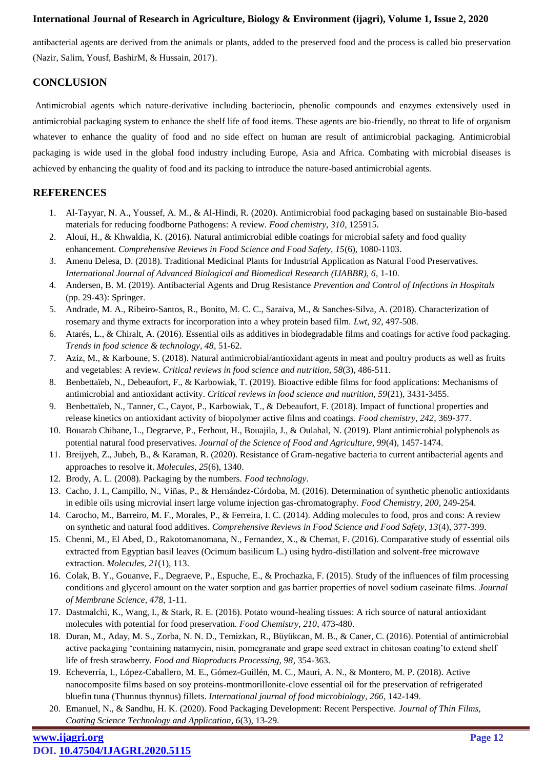antibacterial agents are derived from the animals or plants, added to the preserved food and the process is called bio preservation (Nazir, Salim, Yousf, BashirM, & Hussain, 2017).

## CONCLUSION

Antimicrobial agents which nature-derivative including bacteriocin, phenolic compounds and enzymes extensively used in antimicrobial packaging system to enhance the shelf life of food items. These agents are bio-friendly, no threat to life of organism whatever to enhance the quality of food and no side effect on human are result of antimicrobial packaging. Antimicrobial packaging is wide used in the global food industry including Europe, Asia and Africa. Combating with microbial diseases is achieved by enhancing the quality of food and its packing to introduce the nature-based antimicrobial agents.

## REFERENCES

1. Al-Tayyar, N. A., Youssef, A. M., & Al-Hindi, R. (2020). Antimicrobial food packaging based on sustainable Bio-based materials for reducing foodborne Pathogens: A review. *Food chemistry, 310*, 125915.
2. Aloui, H., & Khwaldia, K. (2016). Natural antimicrobial edible coatings for microbial safety and food quality enhancement. *Comprehensive Reviews in Food Science and Food Safety, 15*(6), 1080-1103.
3. Amenu Delesa, D. (2018). Traditional Medicinal Plants for Industrial Application as Natural Food Preservatives. *International Journal of Advanced Biological and Biomedical Research (IJABBR), 6*, 1-10.
4. Andersen, B. M. (2019). Antibacterial Agents and Drug Resistance *Prevention and Control of Infections in Hospitals* (pp. 29-43): Springer.
5. Andrade, M. A., Ribeiro-Santos, R., Bonito, M. C. C., Saraiva, M., & Sanches-Silva, A. (2018). Characterization of rosemary and thyme extracts for incorporation into a whey protein based film. *Lwt, 92*, 497-508.
6. Atarés, L., & Chiralt, A. (2016). Essential oils as additives in biodegradable films and coatings for active food packaging. *Trends in food science & technology, 48*, 51-62.
7. Aziz, M., & Karboune, S. (2018). Natural antimicrobial/antioxidant agents in meat and poultry products as well as fruits and vegetables: A review. *Critical reviews in food science and nutrition, 58*(3), 486-511.
8. Benbettaïeb, N., Debeaufort, F., & Karbowiak, T. (2019). Bioactive edible films for food applications: Mechanisms of antimicrobial and antioxidant activity. *Critical reviews in food science and nutrition, 59*(21), 3431-3455.
9. Benbettaïeb, N., Tanner, C., Cayot, P., Karbowiak, T., & Debeaufort, F. (2018). Impact of functional properties and release kinetics on antioxidant activity of biopolymer active films and coatings. *Food chemistry, 242*, 369-377.
10. Bouarab Chibane, L., Degraeve, P., Ferhout, H., Bouajila, J., & Oulahal, N. (2019). Plant antimicrobial polyphenols as potential natural food preservatives. *Journal of the Science of Food and Agriculture, 99*(4), 1457-1474.
11. Breijyeh, Z., Jubeh, B., & Karaman, R. (2020). Resistance of Gram-negative bacteria to current antibacterial agents and approaches to resolve it. *Molecules, 25*(6), 1340.
12. Brody, A. L. (2008). Packaging by the numbers. *Food technology*.
13. Cacho, J. I., Campillo, N., Viñas, P., & Hernández-Córdoba, M. (2016). Determination of synthetic phenolic antioxidants in edible oils using microvial insert large volume injection gas-chromatography. *Food Chemistry, 200*, 249-254.
14. Carocho, M., Barreiro, M. F., Morales, P., & Ferreira, I. C. (2014). Adding molecules to food, pros and cons: A review on synthetic and natural food additives. *Comprehensive Reviews in Food Science and Food Safety, 13*(4), 377-399.
15. Chenni, M., El Abed, D., Rakotomanomana, N., Fernandez, X., & Chemat, F. (2016). Comparative study of essential oils extracted from Egyptian basil leaves (Ocimum basilicum L.) using hydro-distillation and solvent-free microwave extraction. *Molecules, 21*(1), 113.
16. Colak, B. Y., Gouanve, F., Degraeve, P., Espuche, E., & Prochazka, F. (2015). Study of the influences of film processing conditions and glycerol amount on the water sorption and gas barrier properties of novel sodium caseinate films. *Journal of Membrane Science, 478*, 1-11.
17. Dastmalchi, K., Wang, I., & Stark, R. E. (2016). Potato wound-healing tissues: A rich source of natural antioxidant molecules with potential for food preservation. *Food Chemistry, 210*, 473-480.
18. Duran, M., Aday, M. S., Zorba, N. N. D., Temizkan, R., Büyükcan, M. B., & Caner, C. (2016). Potential of antimicrobial active packaging 'containing natamycin, nisin, pomegranate and grape seed extract in chitosan coating'to extend shelf life of fresh strawberry. *Food and Bioproducts Processing, 98*, 354-363.
19. Echeverría, I., López-Caballero, M. E., Gómez-Guillén, M. C., Mauri, A. N., & Montero, M. P. (2018). Active nanocomposite films based on soy proteins-montmorillonite-clove essential oil for the preservation of refrigerated bluefin tuna (Thunnus thynnus) fillets. *International journal of food microbiology, 266*, 142-149.
20. Emanuel, N., & Sandhu, H. K. (2020). Food Packaging Development: Recent Perspective. *Journal of Thin Films, Coating Science Technology and Application, 6*(3), 13-29.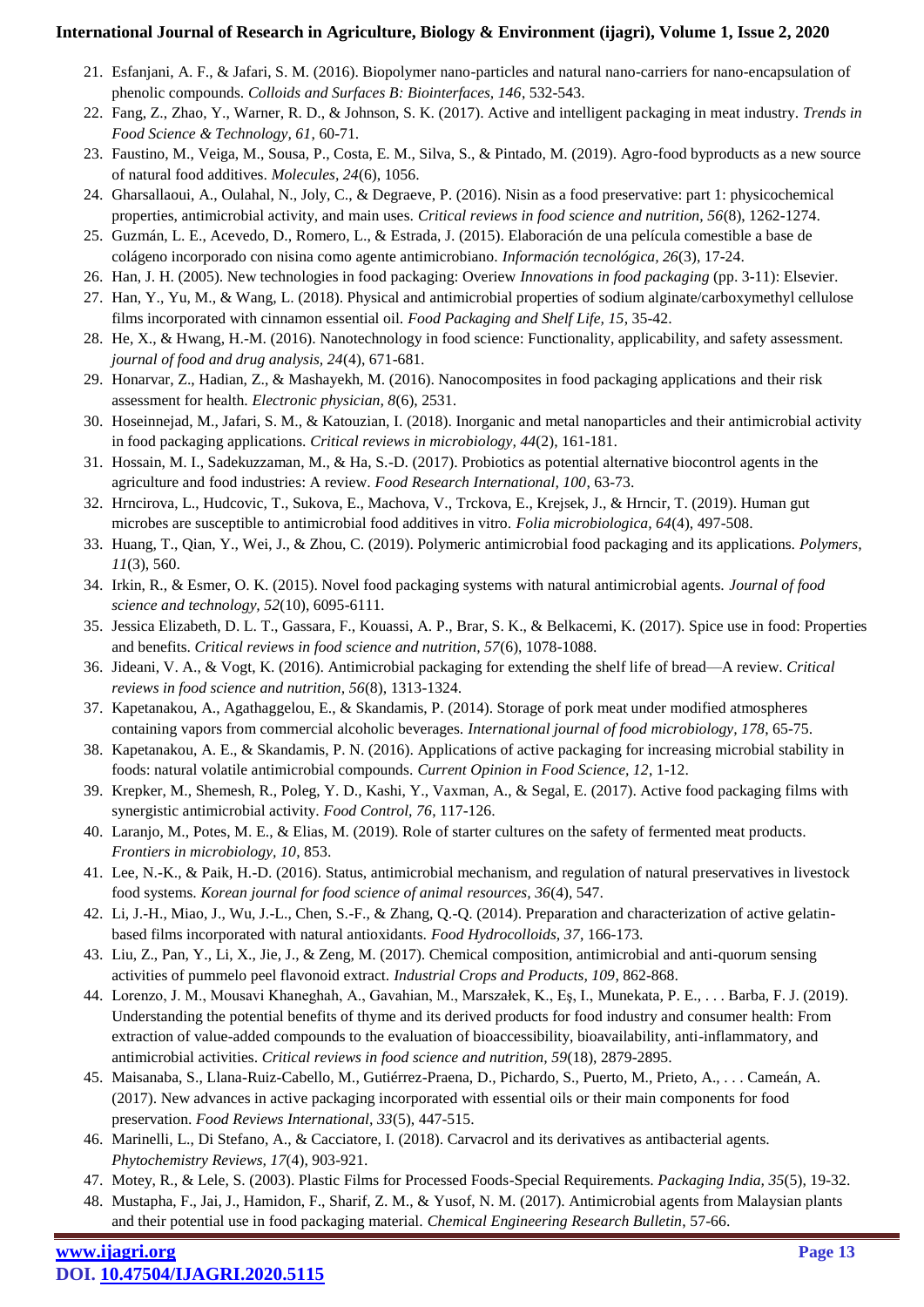21. Esfanjani, A. F., & Jafari, S. M. (2016). Biopolymer nano-particles and natural nano-carriers for nano-encapsulation of phenolic compounds. *Colloids and Surfaces B: Biointerfaces, 146*, 532-543.
22. Fang, Z., Zhao, Y., Warner, R. D., & Johnson, S. K. (2017). Active and intelligent packaging in meat industry. *Trends in Food Science & Technology, 61*, 60-71.
23. Faustino, M., Veiga, M., Sousa, P., Costa, E. M., Silva, S., & Pintado, M. (2019). Agro-food byproducts as a new source of natural food additives. *Molecules, 24*(6), 1056.
24. Gharsallaoui, A., Oulahal, N., Joly, C., & Degraeve, P. (2016). Nisin as a food preservative: part 1: physicochemical properties, antimicrobial activity, and main uses. *Critical reviews in food science and nutrition, 56*(8), 1262-1274.
25. Guzmán, L. E., Acevedo, D., Romero, L., & Estrada, J. (2015). Elaboración de una película comestible a base de colágeno incorporado con nisina como agente antimicrobiano. *Información tecnológica, 26*(3), 17-24.
26. Han, J. H. (2005). New technologies in food packaging: Overiew *Innovations in food packaging* (pp. 3-11): Elsevier.
27. Han, Y., Yu, M., & Wang, L. (2018). Physical and antimicrobial properties of sodium alginate/carboxymethyl cellulose films incorporated with cinnamon essential oil. *Food Packaging and Shelf Life, 15*, 35-42.
28. He, X., & Hwang, H.-M. (2016). Nanotechnology in food science: Functionality, applicability, and safety assessment. *journal of food and drug analysis, 24*(4), 671-681.
29. Honarvar, Z., Hadian, Z., & Mashayekh, M. (2016). Nanocomposites in food packaging applications and their risk assessment for health. *Electronic physician, 8*(6), 2531.
30. Hoseinnejad, M., Jafari, S. M., & Katouzian, I. (2018). Inorganic and metal nanoparticles and their antimicrobial activity in food packaging applications. *Critical reviews in microbiology, 44*(2), 161-181.
31. Hossain, M. I., Sadekuzzaman, M., & Ha, S.-D. (2017). Probiotics as potential alternative biocontrol agents in the agriculture and food industries: A review. *Food Research International, 100*, 63-73.
32. Hrncirova, L., Hudcovic, T., Sukova, E., Machova, V., Trckova, E., Krejsek, J., & Hrncir, T. (2019). Human gut microbes are susceptible to antimicrobial food additives in vitro. *Folia microbiologica, 64*(4), 497-508.
33. Huang, T., Qian, Y., Wei, J., & Zhou, C. (2019). Polymeric antimicrobial food packaging and its applications. *Polymers, 11*(3), 560.
34. Irkin, R., & Esmer, O. K. (2015). Novel food packaging systems with natural antimicrobial agents. *Journal of food science and technology, 52*(10), 6095-6111.
35. Jessica Elizabeth, D. L. T., Gassara, F., Kouassi, A. P., Brar, S. K., & Belkacemi, K. (2017). Spice use in food: Properties and benefits. *Critical reviews in food science and nutrition, 57*(6), 1078-1088.
36. Jideani, V. A., & Vogt, K. (2016). Antimicrobial packaging for extending the shelf life of bread—A review. *Critical reviews in food science and nutrition, 56*(8), 1313-1324.
37. Kapetanakou, A., Agathaggelou, E., & Skandamis, P. (2014). Storage of pork meat under modified atmospheres containing vapors from commercial alcoholic beverages. *International journal of food microbiology, 178*, 65-75.
38. Kapetanakou, A. E., & Skandamis, P. N. (2016). Applications of active packaging for increasing microbial stability in foods: natural volatile antimicrobial compounds. *Current Opinion in Food Science, 12*, 1-12.
39. Krepker, M., Shemesh, R., Poleg, Y. D., Kashi, Y., Vaxman, A., & Segal, E. (2017). Active food packaging films with synergistic antimicrobial activity. *Food Control, 76*, 117-126.
40. Laranjo, M., Potes, M. E., & Elias, M. (2019). Role of starter cultures on the safety of fermented meat products. *Frontiers in microbiology, 10*, 853.
41. Lee, N.-K., & Paik, H.-D. (2016). Status, antimicrobial mechanism, and regulation of natural preservatives in livestock food systems. *Korean journal for food science of animal resources, 36*(4), 547.
42. Li, J.-H., Miao, J., Wu, J.-L., Chen, S.-F., & Zhang, Q.-Q. (2014). Preparation and characterization of active gelatin-based films incorporated with natural antioxidants. *Food Hydrocolloids, 37*, 166-173.
43. Liu, Z., Pan, Y., Li, X., Jie, J., & Zeng, M. (2017). Chemical composition, antimicrobial and anti-quorum sensing activities of pummelo peel flavonoid extract. *Industrial Crops and Products, 109*, 862-868.
44. Lorenzo, J. M., Mousavi Khaneghah, A., Gavahian, M., Marszałek, K., Eş, I., Munekata, P. E., . . . Barba, F. J. (2019). Understanding the potential benefits of thyme and its derived products for food industry and consumer health: From extraction of value-added compounds to the evaluation of bioaccessibility, bioavailability, anti-inflammatory, and antimicrobial activities. *Critical reviews in food science and nutrition, 59*(18), 2879-2895.
45. Maisanaba, S., Llana-Ruiz-Cabello, M., Gutiérrez-Praena, D., Pichardo, S., Puerto, M., Prieto, A., . . . Cameán, A. (2017). New advances in active packaging incorporated with essential oils or their main components for food preservation. *Food Reviews International, 33*(5), 447-515.
46. Marinelli, L., Di Stefano, A., & Cacciatore, I. (2018). Carvacrol and its derivatives as antibacterial agents. *Phytochemistry Reviews, 17*(4), 903-921.
47. Motey, R., & Lele, S. (2003). Plastic Films for Processed Foods-Special Requirements. *Packaging India, 35*(5), 19-32.
48. Mustapha, F., Jai, J., Hamidon, F., Sharif, Z. M., & Yusof, N. M. (2017). Antimicrobial agents from Malaysian plants and their potential use in food packaging material. *Chemical Engineering Research Bulletin*, 57-66.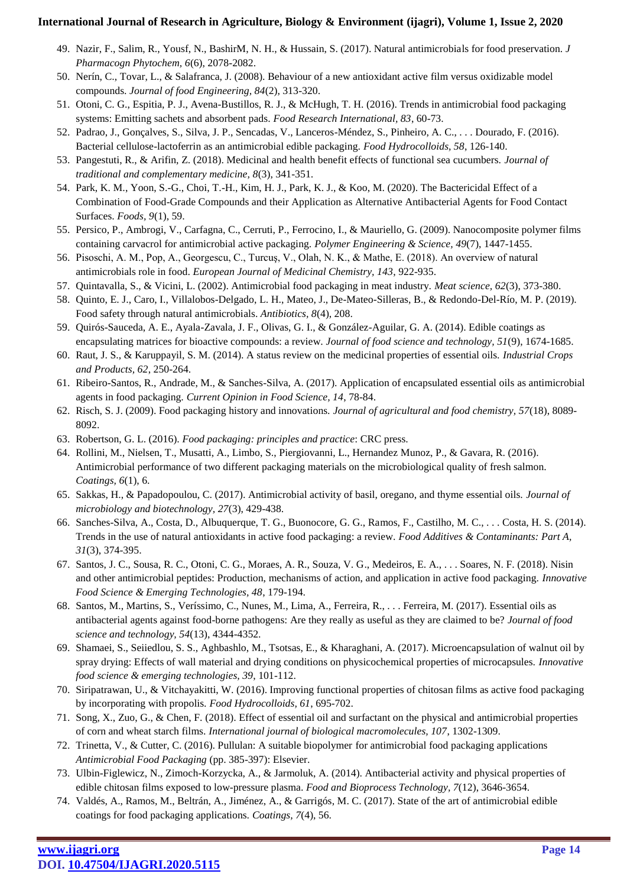49. Nazir, F., Salim, R., Yousf, N., BashirM, N. H., & Hussain, S. (2017). Natural antimicrobials for food preservation. *J Pharmacogn Phytochem, 6*(6), 2078-2082.
50. Nerín, C., Tovar, L., & Salafranca, J. (2008). Behaviour of a new antioxidant active film versus oxidizable model compounds. *Journal of food Engineering, 84*(2), 313-320.
51. Otoni, C. G., Espitia, P. J., Avena-Bustillos, R. J., & McHugh, T. H. (2016). Trends in antimicrobial food packaging systems: Emitting sachets and absorbent pads. *Food Research International, 83*, 60-73.
52. Padrao, J., Gonçalves, S., Silva, J. P., Sencadas, V., Lanceros-Méndez, S., Pinheiro, A. C., . . . Dourado, F. (2016). Bacterial cellulose-lactoferrin as an antimicrobial edible packaging. *Food Hydrocolloids, 58*, 126-140.
53. Pangestuti, R., & Arifin, Z. (2018). Medicinal and health benefit effects of functional sea cucumbers. *Journal of traditional and complementary medicine, 8*(3), 341-351.
54. Park, K. M., Yoon, S.-G., Choi, T.-H., Kim, H. J., Park, K. J., & Koo, M. (2020). The Bactericidal Effect of a Combination of Food-Grade Compounds and their Application as Alternative Antibacterial Agents for Food Contact Surfaces. *Foods, 9*(1), 59.
55. Persico, P., Ambrogi, V., Carfagna, C., Cerruti, P., Ferrocino, I., & Mauriello, G. (2009). Nanocomposite polymer films containing carvacrol for antimicrobial active packaging. *Polymer Engineering & Science, 49*(7), 1447-1455.
56. Pisoschi, A. M., Pop, A., Georgescu, C., Turcuş, V., Olah, N. K., & Mathe, E. (2018). An overview of natural antimicrobials role in food. *European Journal of Medicinal Chemistry, 143*, 922-935.
57. Quintavalla, S., & Vicini, L. (2002). Antimicrobial food packaging in meat industry. *Meat science, 62*(3), 373-380.
58. Quinto, E. J., Caro, I., Villalobos-Delgado, L. H., Mateo, J., De-Mateo-Silleras, B., & Redondo-Del-Río, M. P. (2019). Food safety through natural antimicrobials. *Antibiotics, 8*(4), 208.
59. Quirós-Sauceda, A. E., Ayala-Zavala, J. F., Olivas, G. I., & González-Aguilar, G. A. (2014). Edible coatings as encapsulating matrices for bioactive compounds: a review. *Journal of food science and technology, 51*(9), 1674-1685.
60. Raut, J. S., & Karuppayil, S. M. (2014). A status review on the medicinal properties of essential oils. *Industrial Crops and Products, 62*, 250-264.
61. Ribeiro-Santos, R., Andrade, M., & Sanches-Silva, A. (2017). Application of encapsulated essential oils as antimicrobial agents in food packaging. *Current Opinion in Food Science, 14*, 78-84.
62. Risch, S. J. (2009). Food packaging history and innovations. *Journal of agricultural and food chemistry, 57*(18), 8089-8092.
63. Robertson, G. L. (2016). *Food packaging: principles and practice*: CRC press.
64. Rollini, M., Nielsen, T., Musatti, A., Limbo, S., Piergiovanni, L., Hernandez Munoz, P., & Gavara, R. (2016). Antimicrobial performance of two different packaging materials on the microbiological quality of fresh salmon. *Coatings, 6*(1), 6.
65. Sakkas, H., & Papadopoulou, C. (2017). Antimicrobial activity of basil, oregano, and thyme essential oils. *Journal of microbiology and biotechnology, 27*(3), 429-438.
66. Sanches-Silva, A., Costa, D., Albuquerque, T. G., Buonocore, G. G., Ramos, F., Castilho, M. C., . . . Costa, H. S. (2014). Trends in the use of natural antioxidants in active food packaging: a review. *Food Additives & Contaminants: Part A, 31*(3), 374-395.
67. Santos, J. C., Sousa, R. C., Otoni, C. G., Moraes, A. R., Souza, V. G., Medeiros, E. A., . . . Soares, N. F. (2018). Nisin and other antimicrobial peptides: Production, mechanisms of action, and application in active food packaging. *Innovative Food Science & Emerging Technologies, 48*, 179-194.
68. Santos, M., Martins, S., Veríssimo, C., Nunes, M., Lima, A., Ferreira, R., . . . Ferreira, M. (2017). Essential oils as antibacterial agents against food-borne pathogens: Are they really as useful as they are claimed to be? *Journal of food science and technology, 54*(13), 4344-4352.
69. Shamaei, S., Seiiedlou, S. S., Aghbashlo, M., Tsotsas, E., & Kharaghani, A. (2017). Microencapsulation of walnut oil by spray drying: Effects of wall material and drying conditions on physicochemical properties of microcapsules. *Innovative food science & emerging technologies, 39*, 101-112.
70. Siripatrawan, U., & Vitchayakitti, W. (2016). Improving functional properties of chitosan films as active food packaging by incorporating with propolis. *Food Hydrocolloids, 61*, 695-702.
71. Song, X., Zuo, G., & Chen, F. (2018). Effect of essential oil and surfactant on the physical and antimicrobial properties of corn and wheat starch films. *International journal of biological macromolecules, 107*, 1302-1309.
72. Trinetta, V., & Cutter, C. (2016). Pullulan: A suitable biopolymer for antimicrobial food packaging applications *Antimicrobial Food Packaging* (pp. 385-397): Elsevier.
73. Ulbin-Figlewicz, N., Zimoch-Korzycka, A., & Jarmoluk, A. (2014). Antibacterial activity and physical properties of edible chitosan films exposed to low-pressure plasma. *Food and Bioprocess Technology, 7*(12), 3646-3654.
74. Valdés, A., Ramos, M., Beltrán, A., Jiménez, A., & Garrigós, M. C. (2017). State of the art of antimicrobial edible coatings for food packaging applications. *Coatings, 7*(4), 56.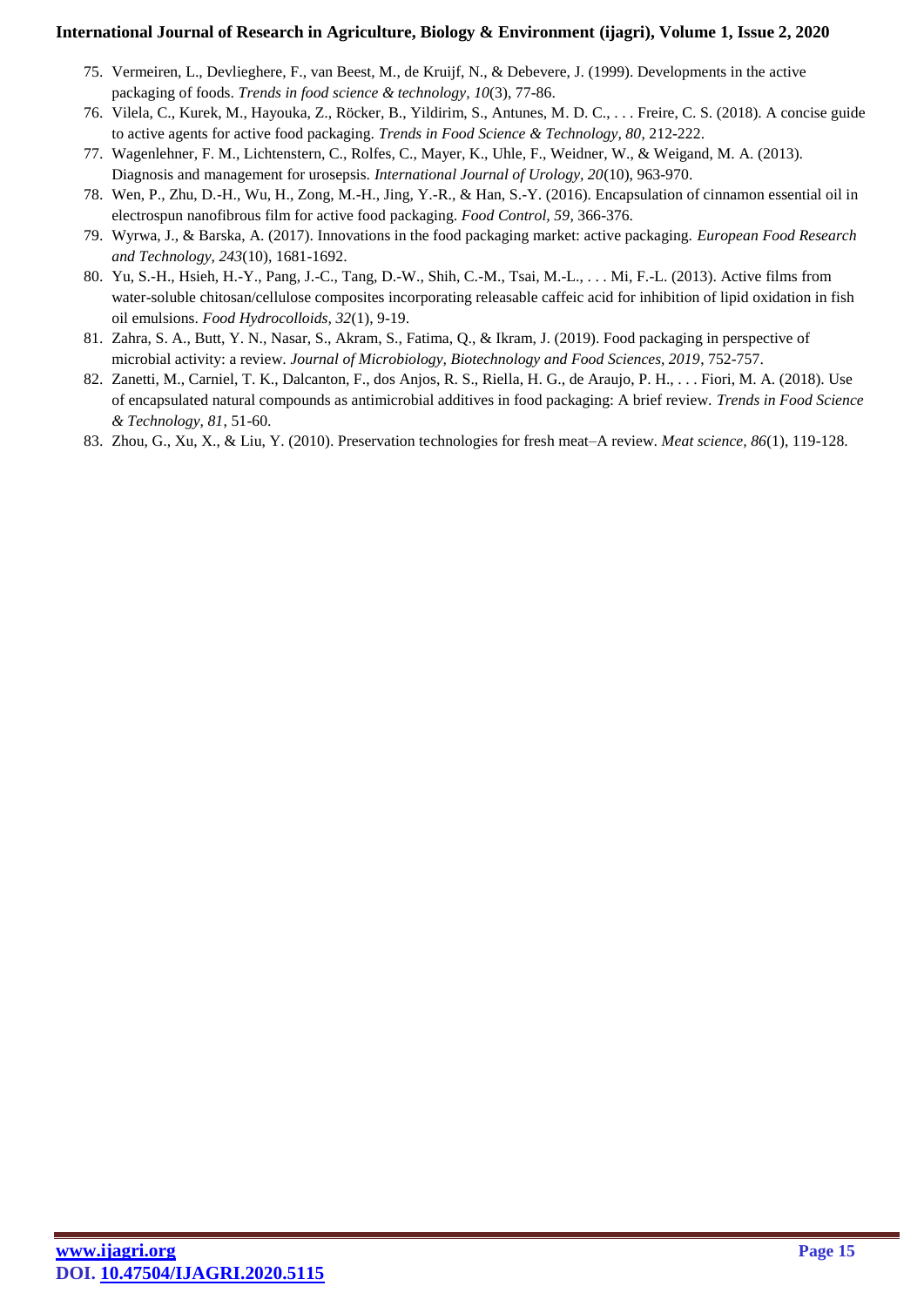75. Vermeiren, L., Devlieghere, F., van Beest, M., de Kruijf, N., & Debevere, J. (1999). Developments in the active packaging of foods. *Trends in food science & technology, 10*(3), 77-86.
76. Vilela, C., Kurek, M., Hayouka, Z., Röcker, B., Yildirim, S., Antunes, M. D. C., . . . Freire, C. S. (2018). A concise guide to active agents for active food packaging. *Trends in Food Science & Technology, 80*, 212-222.
77. Wagenlehner, F. M., Lichtenstern, C., Rolfes, C., Mayer, K., Uhle, F., Weidner, W., & Weigand, M. A. (2013). Diagnosis and management for urosepsis. *International Journal of Urology, 20*(10), 963-970.
78. Wen, P., Zhu, D.-H., Wu, H., Zong, M.-H., Jing, Y.-R., & Han, S.-Y. (2016). Encapsulation of cinnamon essential oil in electrospun nanofibrous film for active food packaging. *Food Control, 59*, 366-376.
79. Wyrwa, J., & Barska, A. (2017). Innovations in the food packaging market: active packaging. *European Food Research and Technology, 243*(10), 1681-1692.
80. Yu, S.-H., Hsieh, H.-Y., Pang, J.-C., Tang, D.-W., Shih, C.-M., Tsai, M.-L., . . . Mi, F.-L. (2013). Active films from water-soluble chitosan/cellulose composites incorporating releasable caffeic acid for inhibition of lipid oxidation in fish oil emulsions. *Food Hydrocolloids, 32*(1), 9-19.
81. Zahra, S. A., Butt, Y. N., Nasar, S., Akram, S., Fatima, Q., & Ikram, J. (2019). Food packaging in perspective of microbial activity: a review. *Journal of Microbiology, Biotechnology and Food Sciences, 2019*, 752-757.
82. Zanetti, M., Carniel, T. K., Dalcanton, F., dos Anjos, R. S., Riella, H. G., de Araujo, P. H., . . . Fiori, M. A. (2018). Use of encapsulated natural compounds as antimicrobial additives in food packaging: A brief review. *Trends in Food Science & Technology, 81*, 51-60.
83. Zhou, G., Xu, X., & Liu, Y. (2010). Preservation technologies for fresh meat–A review. *Meat science, 86*(1), 119-128.